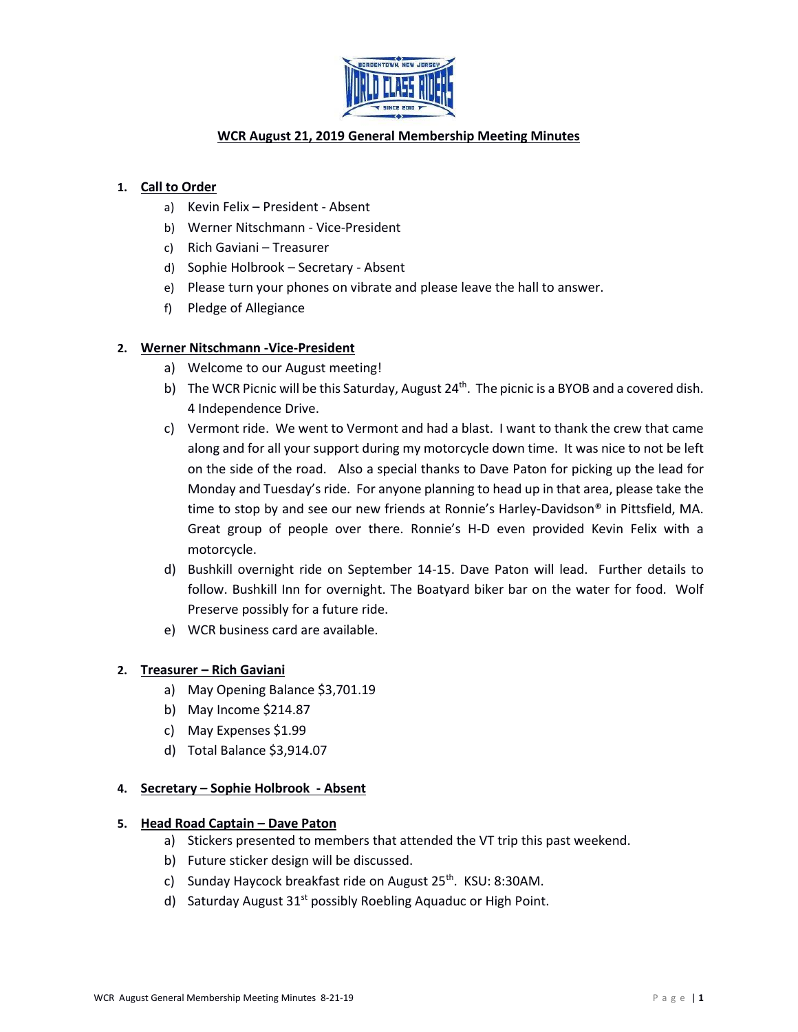## WCR August 21, 2019 General Membership Meeting Minutes

1. **Call to Order**
   a) Kevin Felix – President - Absent
   b) Werner Nitschmann - Vice-President
   c) Rich Gaviani – Treasurer
   d) Sophie Holbrook – Secretary - Absent
   e) Please turn your phones on vibrate and please leave the hall to answer.
   f) Pledge of Allegiance

2. **Werner Nitschmann -Vice-President**
   a) Welcome to our August meeting!
   b) The WCR Picnic will be this Saturday, August 24th. The picnic is a BYOB and a covered dish. 4 Independence Drive.
   c) Vermont ride. We went to Vermont and had a blast. I want to thank the crew that came along and for all your support during my motorcycle down time. It was nice to not be left on the side of the road. Also a special thanks to Dave Paton for picking up the lead for Monday and Tuesday's ride. For anyone planning to head up in that area, please take the time to stop by and see our new friends at Ronnie's Harley-Davidson® in Pittsfield, MA. Great group of people over there. Ronnie's H-D even provided Kevin Felix with a motorcycle.
   d) Bushkill overnight ride on September 14-15. Dave Paton will lead. Further details to follow. Bushkill Inn for overnight. The Boatyard biker bar on the water for food. Wolf Preserve possibly for a future ride.
   e) WCR business card are available.

2. **Treasurer – Rich Gaviani**
   a) May Opening Balance $3,701.19
   b) May Income $214.87
   c) May Expenses $1.99
   d) Total Balance $3,914.07

4. **Secretary – Sophie Holbrook - Absent**

5. **Head Road Captain – Dave Paton**
   a) Stickers presented to members that attended the VT trip this past weekend.
   b) Future sticker design will be discussed.
   c) Sunday Haycock breakfast ride on August 25th. KSU: 8:30AM.
   d) Saturday August 31st possibly Roebling Aquaduc or High Point.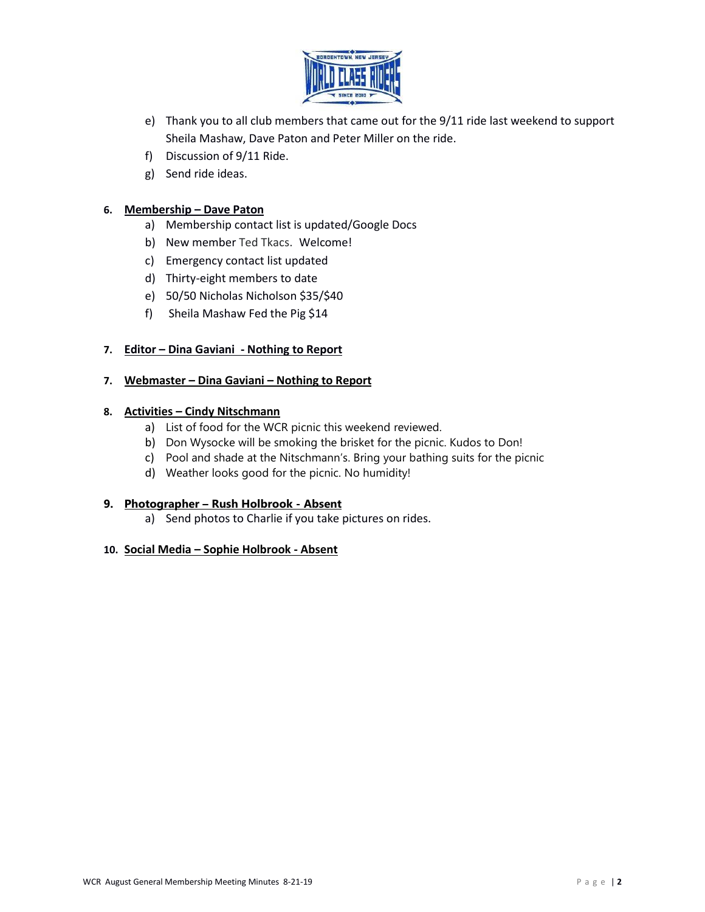e) Thank you to all club members that came out for the 9/11 ride last weekend to support Sheila Mashaw, Dave Paton and Peter Miller on the ride.

f) Discussion of 9/11 Ride.

g) Send ride ideas.

6. **Membership – Dave Paton**

   a) Membership contact list is updated/Google Docs
   b) New member Ted Tkacs. Welcome!
   c) Emergency contact list updated
   d) Thirty-eight members to date
   e) 50/50 Nicholas Nicholson $35/$40
   f) Sheila Mashaw Fed the Pig $14

7. **Editor – Dina Gaviani - Nothing to Report**

7. **Webmaster – Dina Gaviani – Nothing to Report**

8. **Activities – Cindy Nitschmann**

   a) List of food for the WCR picnic this weekend reviewed.
   b) Don Wysocke will be smoking the brisket for the picnic. Kudos to Don!
   c) Pool and shade at the Nitschmann's. Bring your bathing suits for the picnic
   d) Weather looks good for the picnic. No humidity!

9. **Photographer – Rush Holbrook - Absent**

   a) Send photos to Charlie if you take pictures on rides.

10. **Social Media – Sophie Holbrook - Absent**